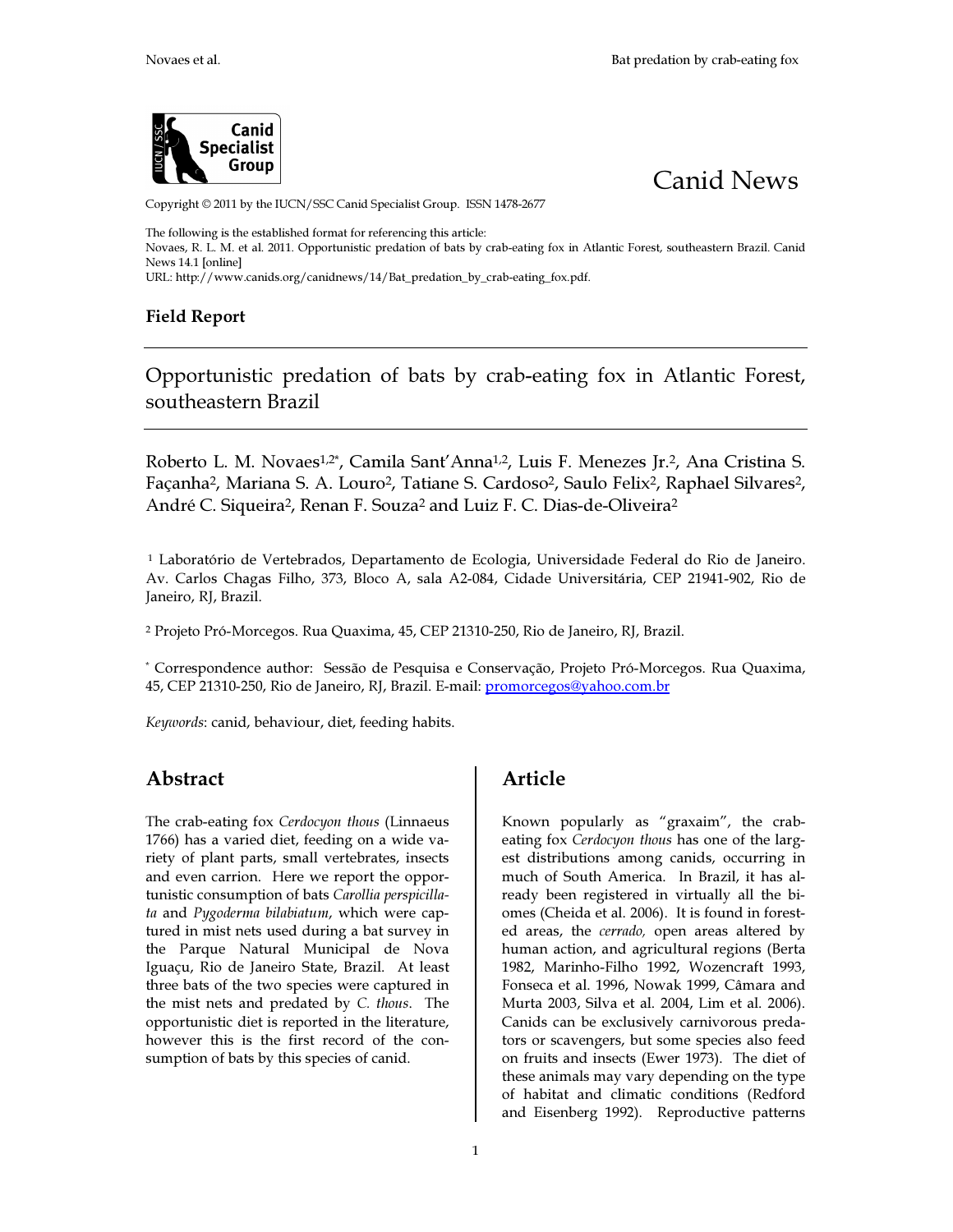Canid News

Copyright © 2011 by the IUCN/SSC Canid Specialist Group. ISSN 1478-2677

The following is the established format for referencing this article:
Novaes, R. L. M. et al. 2011. Opportunistic predation of bats by crab-eating fox in Atlantic Forest, southeastern Brazil. Canid News 14.1 [online]
URL: http://www.canids.org/canidnews/14/Bat_predation_by_crab-eating_fox.pdf.

**Field Report**

# Opportunistic predation of bats by crab-eating fox in Atlantic Forest, southeastern Brazil

Roberto L. M. Novaes[1,2*], Camila Sant'Anna[1,2], Luis F. Menezes Jr.[2], Ana Cristina S. Façanha[2], Mariana S. A. Louro[2], Tatiane S. Cardoso[2], Saulo Felix[2], Raphael Silvares[2], André C. Siqueira[2], Renan F. Souza[2] and Luiz F. C. Dias-de-Oliveira[2]

[1] Laboratório de Vertebrados, Departamento de Ecologia, Universidade Federal do Rio de Janeiro. Av. Carlos Chagas Filho, 373, Bloco A, sala A2-084, Cidade Universitária, CEP 21941-902, Rio de Janeiro, RJ, Brazil.

[2] Projeto Pró-Morcegos. Rua Quaxima, 45, CEP 21310-250, Rio de Janeiro, RJ, Brazil.

[*] Correspondence author: Sessão de Pesquisa e Conservação, Projeto Pró-Morcegos. Rua Quaxima, 45, CEP 21310-250, Rio de Janeiro, RJ, Brazil. E-mail: promorcegos@yahoo.com.br

*Keywords*: canid, behaviour, diet, feeding habits.

## Abstract

The crab-eating fox *Cerdocyon thous* (Linnaeus 1766) has a varied diet, feeding on a wide variety of plant parts, small vertebrates, insects and even carrion. Here we report the opportunistic consumption of bats *Carollia perspicillata* and *Pygoderma bilabiatum*, which were captured in mist nets used during a bat survey in the Parque Natural Municipal de Nova Iguaçu, Rio de Janeiro State, Brazil. At least three bats of the two species were captured in the mist nets and predated by *C. thous*. The opportunistic diet is reported in the literature, however this is the first record of the consumption of bats by this species of canid.

## Article

Known popularly as "graxaim", the crab-eating fox *Cerdocyon thous* has one of the largest distributions among canids, occurring in much of South America. In Brazil, it has already been registered in virtually all the biomes (Cheida et al. 2006). It is found in forested areas, the *cerrado,* open areas altered by human action, and agricultural regions (Berta 1982, Marinho-Filho 1992, Wozencraft 1993, Fonseca et al. 1996, Nowak 1999, Câmara and Murta 2003, Silva et al. 2004, Lim et al. 2006). Canids can be exclusively carnivorous predators or scavengers, but some species also feed on fruits and insects (Ewer 1973). The diet of these animals may vary depending on the type of habitat and climatic conditions (Redford and Eisenberg 1992). Reproductive patterns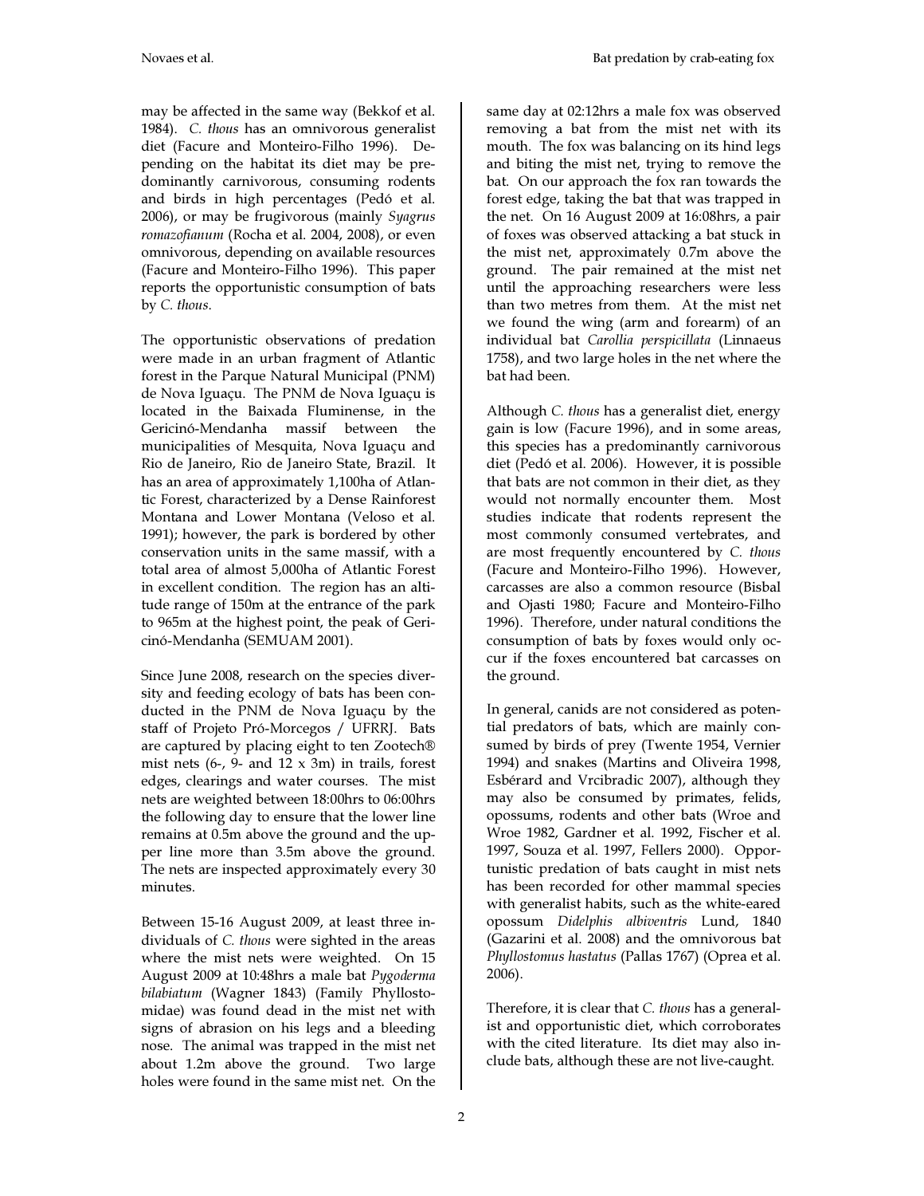may be affected in the same way (Bekkof et al. 1984). *C. thous* has an omnivorous generalist diet (Facure and Monteiro-Filho 1996). Depending on the habitat its diet may be predominantly carnivorous, consuming rodents and birds in high percentages (Pedó et al. 2006), or may be frugivorous (mainly *Syagrus romazofianum* (Rocha et al. 2004, 2008), or even omnivorous, depending on available resources (Facure and Monteiro-Filho 1996). This paper reports the opportunistic consumption of bats by *C. thous*.

The opportunistic observations of predation were made in an urban fragment of Atlantic forest in the Parque Natural Municipal (PNM) de Nova Iguaçu. The PNM de Nova Iguaçu is located in the Baixada Fluminense, in the Gericinó-Mendanha massif between the municipalities of Mesquita, Nova Iguaçu and Rio de Janeiro, Rio de Janeiro State, Brazil. It has an area of approximately 1,100ha of Atlantic Forest, characterized by a Dense Rainforest Montana and Lower Montana (Veloso et al. 1991); however, the park is bordered by other conservation units in the same massif, with a total area of almost 5,000ha of Atlantic Forest in excellent condition. The region has an altitude range of 150m at the entrance of the park to 965m at the highest point, the peak of Gericinó-Mendanha (SEMUAM 2001).

Since June 2008, research on the species diversity and feeding ecology of bats has been conducted in the PNM de Nova Iguaçu by the staff of Projeto Pró-Morcegos / UFRRJ. Bats are captured by placing eight to ten Zootech® mist nets (6-, 9- and 12 x 3m) in trails, forest edges, clearings and water courses. The mist nets are weighted between 18:00hrs to 06:00hrs the following day to ensure that the lower line remains at 0.5m above the ground and the upper line more than 3.5m above the ground. The nets are inspected approximately every 30 minutes.

Between 15-16 August 2009, at least three individuals of *C. thous* were sighted in the areas where the mist nets were weighted. On 15 August 2009 at 10:48hrs a male bat *Pygoderma bilabiatum* (Wagner 1843) (Family Phyllostomidae) was found dead in the mist net with signs of abrasion on his legs and a bleeding nose. The animal was trapped in the mist net about 1.2m above the ground. Two large holes were found in the same mist net. On the same day at 02:12hrs a male fox was observed removing a bat from the mist net with its mouth. The fox was balancing on its hind legs and biting the mist net, trying to remove the bat. On our approach the fox ran towards the forest edge, taking the bat that was trapped in the net. On 16 August 2009 at 16:08hrs, a pair of foxes was observed attacking a bat stuck in the mist net, approximately 0.7m above the ground. The pair remained at the mist net until the approaching researchers were less than two metres from them. At the mist net we found the wing (arm and forearm) of an individual bat *Carollia perspicillata* (Linnaeus 1758), and two large holes in the net where the bat had been.

Although *C. thous* has a generalist diet, energy gain is low (Facure 1996), and in some areas, this species has a predominantly carnivorous diet (Pedó et al. 2006). However, it is possible that bats are not common in their diet, as they would not normally encounter them. Most studies indicate that rodents represent the most commonly consumed vertebrates, and are most frequently encountered by *C. thous* (Facure and Monteiro-Filho 1996). However, carcasses are also a common resource (Bisbal and Ojasti 1980; Facure and Monteiro-Filho 1996). Therefore, under natural conditions the consumption of bats by foxes would only occur if the foxes encountered bat carcasses on the ground.

In general, canids are not considered as potential predators of bats, which are mainly consumed by birds of prey (Twente 1954, Vernier 1994) and snakes (Martins and Oliveira 1998, Esbérard and Vrcibradic 2007), although they may also be consumed by primates, felids, opossums, rodents and other bats (Wroe and Wroe 1982, Gardner et al. 1992, Fischer et al. 1997, Souza et al. 1997, Fellers 2000). Opportunistic predation of bats caught in mist nets has been recorded for other mammal species with generalist habits, such as the white-eared opossum *Didelphis albiventris* Lund, 1840 (Gazarini et al. 2008) and the omnivorous bat *Phyllostomus hastatus* (Pallas 1767) (Oprea et al. 2006).

Therefore, it is clear that *C. thous* has a generalist and opportunistic diet, which corroborates with the cited literature. Its diet may also include bats, although these are not live-caught.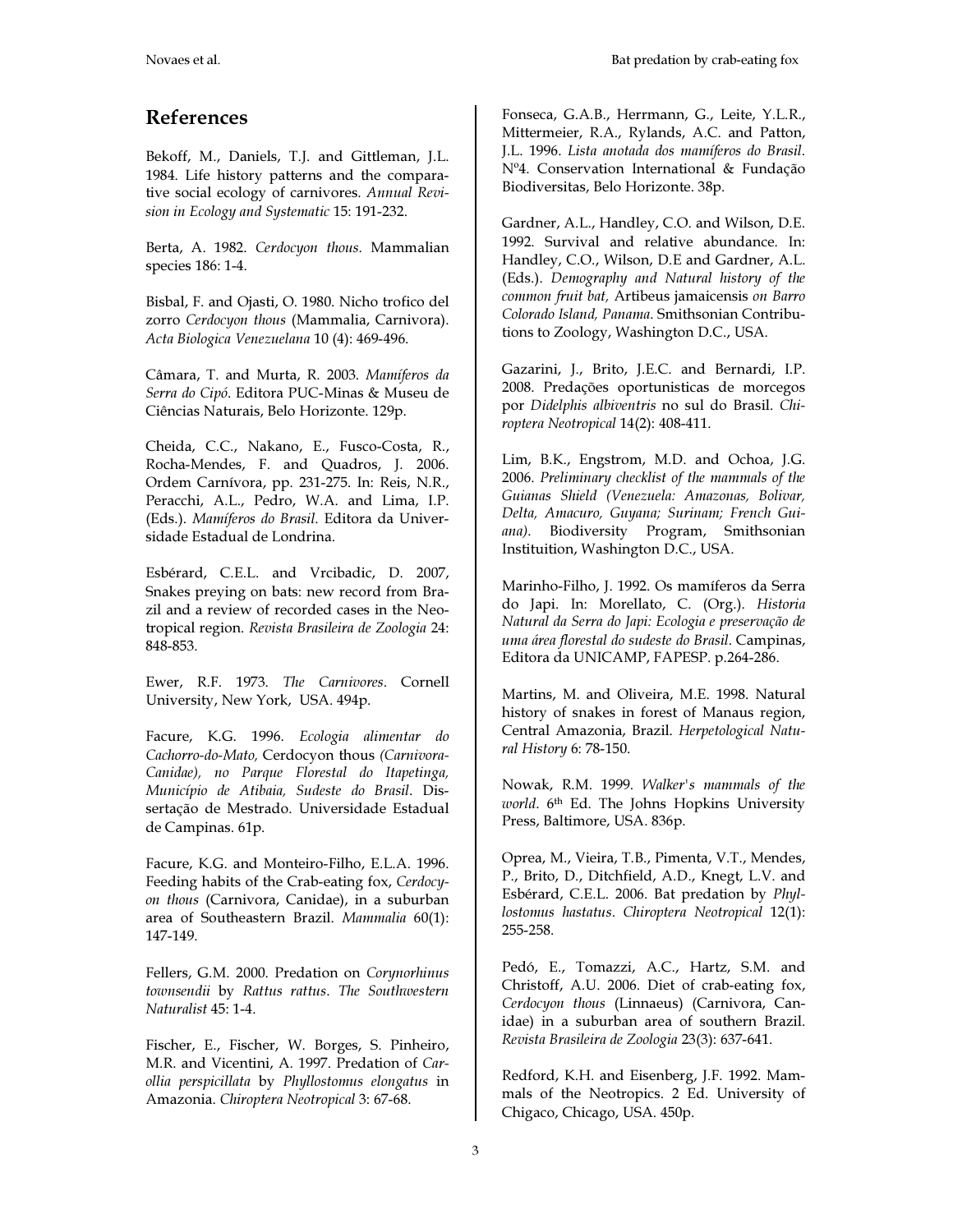## References

Bekoff, M., Daniels, T.J. and Gittleman, J.L. 1984. Life history patterns and the comparative social ecology of carnivores. *Annual Revision in Ecology and Systematic* 15: 191-232.

Berta, A. 1982. *Cerdocyon thous.* Mammalian species 186: 1-4.

Bisbal, F. and Ojasti, O. 1980. Nicho trofico del zorro *Cerdocyon thous* (Mammalia, Carnivora). *Acta Biologica Venezuelana* 10 (4): 469-496.

Câmara, T. and Murta, R. 2003. *Mamíferos da Serra do Cipó.* Editora PUC-Minas & Museu de Ciências Naturais, Belo Horizonte. 129p.

Cheida, C.C., Nakano, E., Fusco-Costa, R., Rocha-Mendes, F. and Quadros, J. 2006. Ordem Carnívora, pp. 231-275. In: Reis, N.R., Peracchi, A.L., Pedro, W.A. and Lima, I.P. (Eds.). *Mamíferos do Brasil*. Editora da Universidade Estadual de Londrina.

Esbérard, C.E.L. and Vrcibadic, D. 2007, Snakes preying on bats: new record from Brazil and a review of recorded cases in the Neotropical region. *Revista Brasileira de Zoologia* 24: 848-853.

Ewer, R.F. 1973. *The Carnivores.* Cornell University, New York, USA. 494p.

Facure, K.G. 1996. *Ecologia alimentar do Cachorro-do-Mato,* Cerdocyon thous *(Carnivora-Canidae), no Parque Florestal do Itapetinga, Município de Atibaia, Sudeste do Brasil*. Dissertação de Mestrado. Universidade Estadual de Campinas. 61p.

Facure, K.G. and Monteiro-Filho, E.L.A. 1996. Feeding habits of the Crab-eating fox, *Cerdocyon thous* (Carnivora, Canidae), in a suburban area of Southeastern Brazil. *Mammalia* 60(1): 147-149.

Fellers, G.M. 2000. Predation on *Corynorhinus townsendii* by *Rattus rattus*. *The Southwestern Naturalist* 45: 1-4.

Fischer, E., Fischer, W. Borges, S. Pinheiro, M.R. and Vicentini, A. 1997. Predation of *Carollia perspicillata* by *Phyllostomus elongatus* in Amazonia. *Chiroptera Neotropical* 3: 67-68.

Fonseca, G.A.B., Herrmann, G., Leite, Y.L.R., Mittermeier, R.A., Rylands, A.C. and Patton, J.L. 1996. *Lista anotada dos mamíferos do Brasil*. Nº4. Conservation International & Fundação Biodiversitas, Belo Horizonte. 38p.

Gardner, A.L., Handley, C.O. and Wilson, D.E. 1992. Survival and relative abundance. In: Handley, C.O., Wilson, D.E and Gardner, A.L. (Eds.). *Demography and Natural history of the common fruit bat,* Artibeus jamaicensis *on Barro Colorado Island, Panama*. Smithsonian Contributions to Zoology, Washington D.C., USA.

Gazarini, J., Brito, J.E.C. and Bernardi, I.P. 2008. Predações oportunisticas de morcegos por *Didelphis albiventris* no sul do Brasil. *Chiroptera Neotropical* 14(2): 408-411.

Lim, B.K., Engstrom, M.D. and Ochoa, J.G. 2006. *Preliminary checklist of the mammals of the Guianas Shield (Venezuela: Amazonas, Bolivar, Delta, Amacuro, Guyana; Surinam; French Guiana)*. Biodiversity Program, Smithsonian Instituition, Washington D.C., USA.

Marinho-Filho, J. 1992. Os mamíferos da Serra do Japi. In: Morellato, C. (Org.). *Historia Natural da Serra do Japi: Ecologia e preservação de uma área florestal do sudeste do Brasil*. Campinas, Editora da UNICAMP, FAPESP. p.264-286.

Martins, M. and Oliveira, M.E. 1998. Natural history of snakes in forest of Manaus region, Central Amazonia, Brazil. *Herpetological Natural History* 6: 78-150.

Nowak, R.M. 1999. *Walker's mammals of the world*. 6th Ed. The Johns Hopkins University Press, Baltimore, USA. 836p.

Oprea, M., Vieira, T.B., Pimenta, V.T., Mendes, P., Brito, D., Ditchfield, A.D., Knegt, L.V. and Esbérard, C.E.L. 2006. Bat predation by *Phyllostomus hastatus*. *Chiroptera Neotropical* 12(1): 255-258.

Pedó, E., Tomazzi, A.C., Hartz, S.M. and Christoff, A.U. 2006. Diet of crab-eating fox, *Cerdocyon thous* (Linnaeus) (Carnivora, Canidae) in a suburban area of southern Brazil. *Revista Brasileira de Zoologia* 23(3): 637-641.

Redford, K.H. and Eisenberg, J.F. 1992. Mammals of the Neotropics. 2 Ed. University of Chigaco, Chicago, USA. 450p.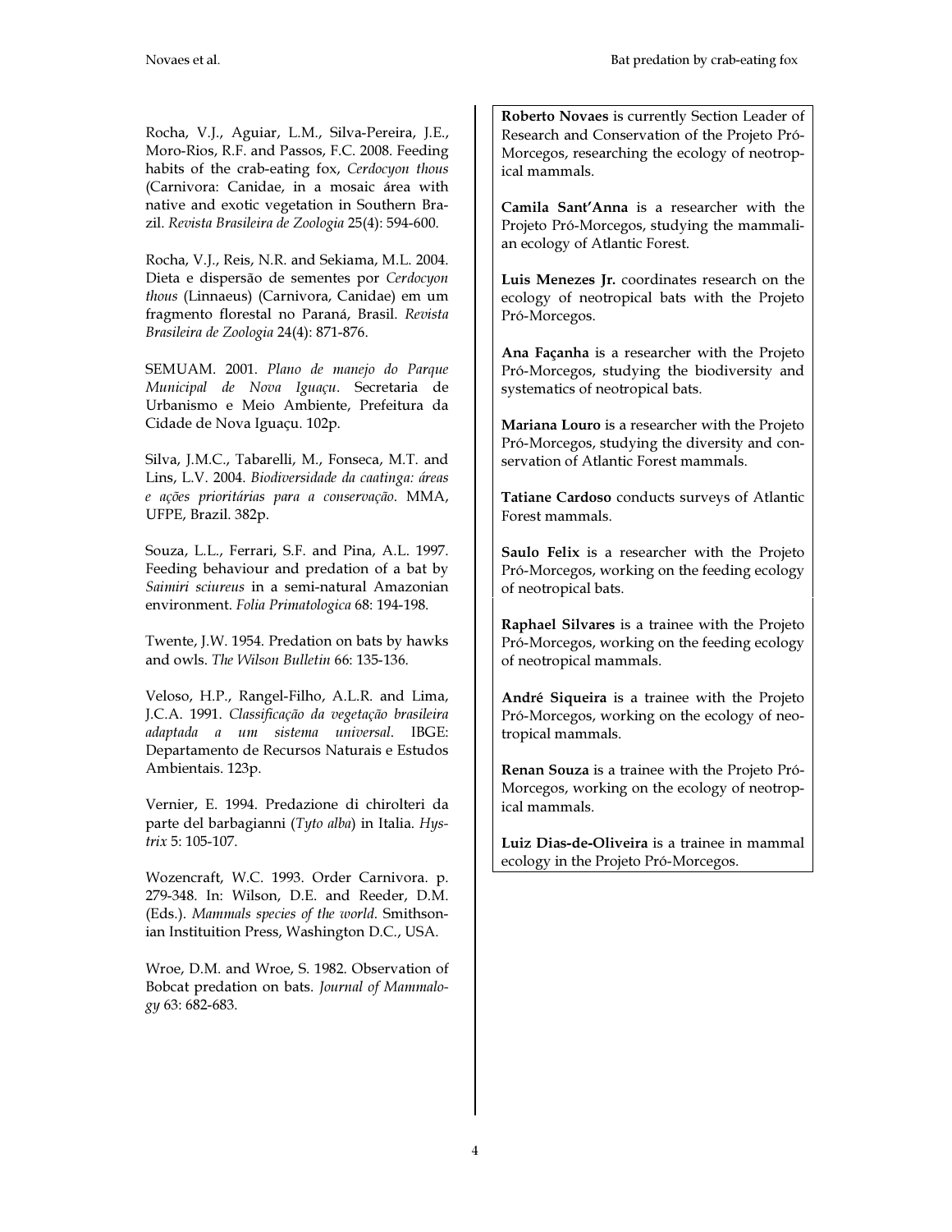Rocha, V.J., Aguiar, L.M., Silva-Pereira, J.E., Moro-Rios, R.F. and Passos, F.C. 2008. Feeding habits of the crab-eating fox, *Cerdocyon thous* (Carnivora: Canidae, in a mosaic área with native and exotic vegetation in Southern Brazil. *Revista Brasileira de Zoologia* 25(4): 594-600.

Rocha, V.J., Reis, N.R. and Sekiama, M.L. 2004. Dieta e dispersão de sementes por *Cerdocyon thous* (Linnaeus) (Carnivora, Canidae) em um fragmento florestal no Paraná, Brasil. *Revista Brasileira de Zoologia* 24(4): 871-876.

SEMUAM. 2001. *Plano de manejo do Parque Municipal de Nova Iguaçu*. Secretaria de Urbanismo e Meio Ambiente, Prefeitura da Cidade de Nova Iguaçu. 102p.

Silva, J.M.C., Tabarelli, M., Fonseca, M.T. and Lins, L.V. 2004. *Biodiversidade da caatinga: áreas e ações prioritárias para a conservação*. MMA, UFPE, Brazil. 382p.

Souza, L.L., Ferrari, S.F. and Pina, A.L. 1997. Feeding behaviour and predation of a bat by *Saimiri sciureus* in a semi-natural Amazonian environment. *Folia Primatologica* 68: 194-198.

Twente, J.W. 1954. Predation on bats by hawks and owls. *The Wilson Bulletin* 66: 135-136.

Veloso, H.P., Rangel-Filho, A.L.R. and Lima, J.C.A. 1991. *Classificação da vegetação brasileira adaptada a um sistema universal*. IBGE: Departamento de Recursos Naturais e Estudos Ambientais. 123p.

Vernier, E. 1994. Predazione di chirolteri da parte del barbagianni (*Tyto alba*) in Italia. *Hystrix* 5: 105-107.

Wozencraft, W.C. 1993. Order Carnivora. p. 279-348. In: Wilson, D.E. and Reeder, D.M. (Eds.). *Mammals species of the world*. Smithsonian Instituition Press, Washington D.C., USA.

Wroe, D.M. and Wroe, S. 1982. Observation of Bobcat predation on bats. *Journal of Mammalogy* 63: 682-683.

**Roberto Novaes** is currently Section Leader of Research and Conservation of the Projeto Pró-Morcegos, researching the ecology of neotropical mammals.

**Camila Sant'Anna** is a researcher with the Projeto Pró-Morcegos, studying the mammalian ecology of Atlantic Forest.

**Luis Menezes Jr.** coordinates research on the ecology of neotropical bats with the Projeto Pró-Morcegos.

**Ana Façanha** is a researcher with the Projeto Pró-Morcegos, studying the biodiversity and systematics of neotropical bats.

**Mariana Louro** is a researcher with the Projeto Pró-Morcegos, studying the diversity and conservation of Atlantic Forest mammals.

**Tatiane Cardoso** conducts surveys of Atlantic Forest mammals.

**Saulo Felix** is a researcher with the Projeto Pró-Morcegos, working on the feeding ecology of neotropical bats.

**Raphael Silvares** is a trainee with the Projeto Pró-Morcegos, working on the feeding ecology of neotropical mammals.

**André Siqueira** is a trainee with the Projeto Pró-Morcegos, working on the ecology of neotropical mammals.

**Renan Souza** is a trainee with the Projeto Pró-Morcegos, working on the ecology of neotropical mammals.

**Luiz Dias-de-Oliveira** is a trainee in mammal ecology in the Projeto Pró-Morcegos.